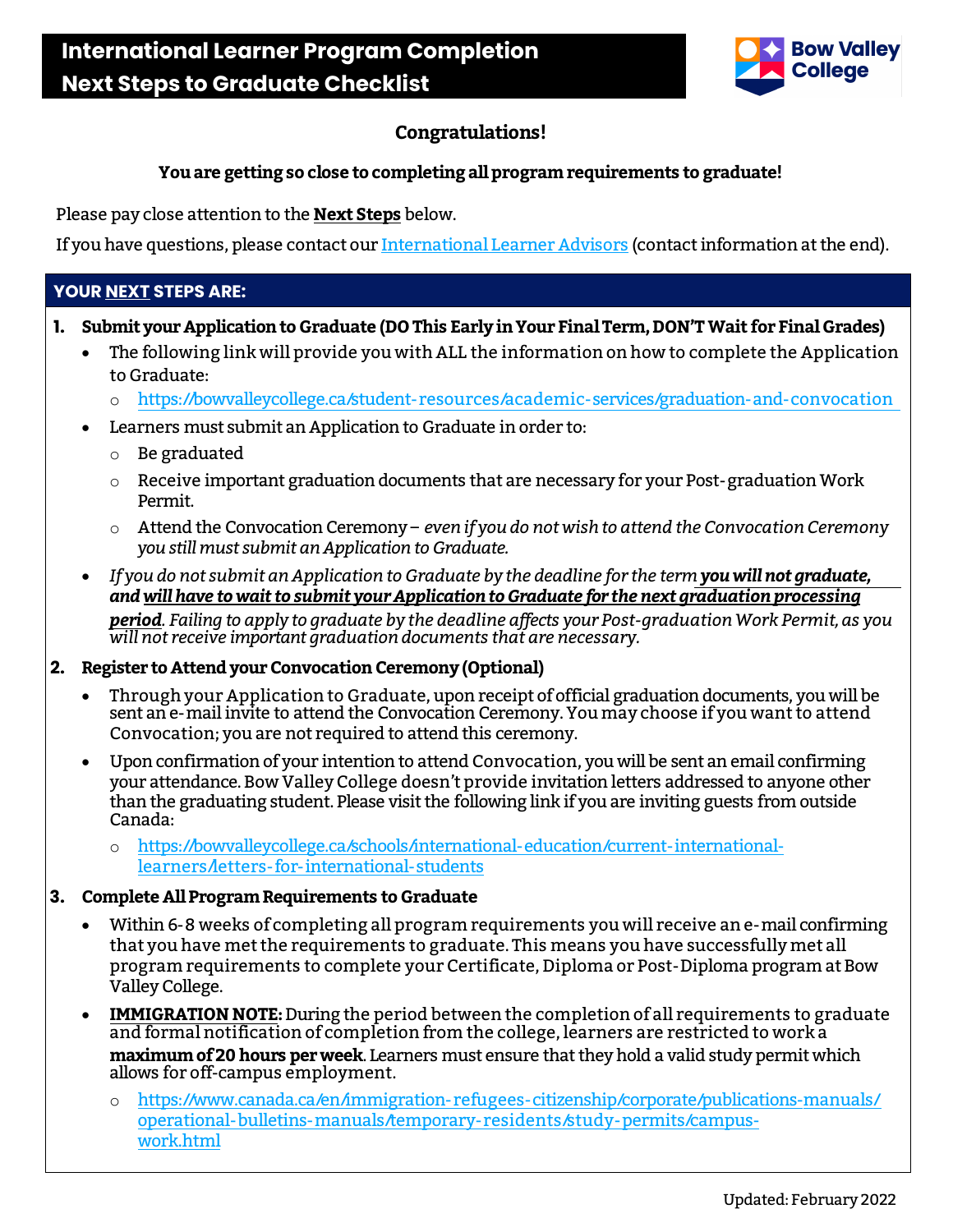# International Learner Program Completion Next Steps to Graduate Checklist

Bow Valley College

**Congratulations!**

**You are getting so close to completing all program requirements to graduate!**

Please pay close attention to the **Next Steps** below.

If you have questions, please contact our International Learner Advisors (contact information at the end).

## YOUR NEXT STEPS ARE:

1. **Submit your Application to Graduate (DO This Early in Your Final Term, DON'T Wait for Final Grades)**
   - The following link will provide you with ALL the information on how to complete the Application to Graduate:
     - https://bowvalleycollege.ca/student-resources/academic-services/graduation-and-convocation
   - Learners must submit an Application to Graduate in order to:
     - Be graduated
     - Receive important graduation documents that are necessary for your Post-graduation Work Permit.
     - Attend the Convocation Ceremony – *even if you do not wish to attend the Convocation Ceremony you still must submit an Application to Graduate.*
   - *If you do not submit an Application to Graduate by the deadline for the term* ***you will not graduate, and will have to wait to submit your Application to Graduate for the next graduation processing period****. Failing to apply to graduate by the deadline affects your Post-graduation Work Permit, as you will not receive important graduation documents that are necessary.*

2. **Register to Attend your Convocation Ceremony (Optional)**
   - Through your Application to Graduate, upon receipt of official graduation documents, you will be sent an e-mail invite to attend the Convocation Ceremony. You may choose if you want to attend Convocation; you are not required to attend this ceremony.
   - Upon confirmation of your intention to attend Convocation, you will be sent an email confirming your attendance. Bow Valley College doesn't provide invitation letters addressed to anyone other than the graduating student. Please visit the following link if you are inviting guests from outside Canada:
     - https://bowvalleycollege.ca/schools/international-education/current-international-learners/letters-for-international-students

3. **Complete All Program Requirements to Graduate**
   - Within 6-8 weeks of completing all program requirements you will receive an e-mail confirming that you have met the requirements to graduate. This means you have successfully met all program requirements to complete your Certificate, Diploma or Post-Diploma program at Bow Valley College.
   - **IMMIGRATION NOTE:** During the period between the completion of all requirements to graduate and formal notification of completion from the college, learners are restricted to work a **maximum of 20 hours per week**. Learners must ensure that they hold a valid study permit which allows for off-campus employment.
     - https://www.canada.ca/en/immigration-refugees-citizenship/corporate/publications-manuals/operational-bulletins-manuals/temporary-residents/study-permits/campus-work.html

Updated: February 2022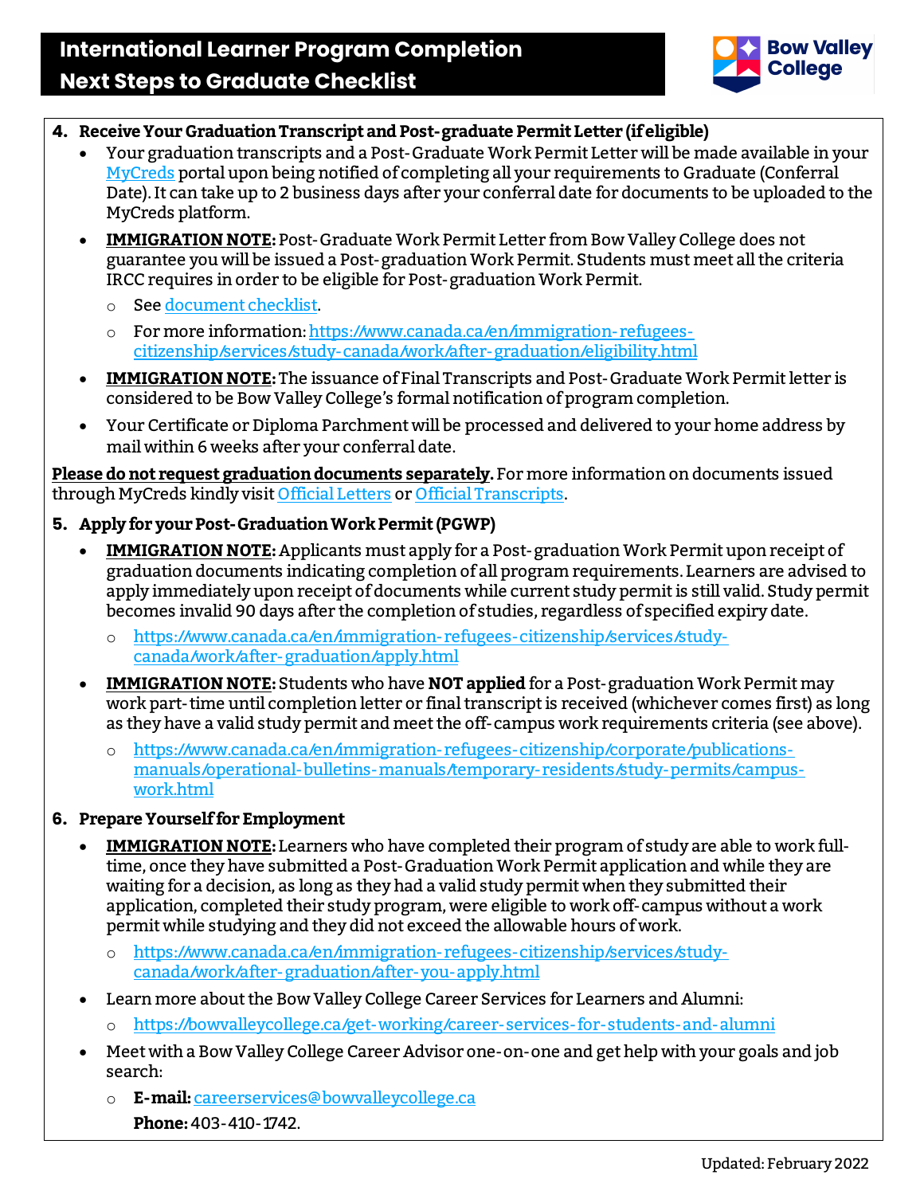# International Learner Program Completion Next Steps to Graduate Checklist

4. **Receive Your Graduation Transcript and Post-graduate Permit Letter (if eligible)**
   - Your graduation transcripts and a Post-Graduate Work Permit Letter will be made available in your MyCreds portal upon being notified of completing all your requirements to Graduate (Conferral Date). It can take up to 2 business days after your conferral date for documents to be uploaded to the MyCreds platform.
   - **IMMIGRATION NOTE:** Post-Graduate Work Permit Letter from Bow Valley College does not guarantee you will be issued a Post-graduation Work Permit. Students must meet all the criteria IRCC requires in order to be eligible for Post-graduation Work Permit.
     - See document checklist.
     - For more information: https://www.canada.ca/en/immigration-refugees-citizenship/services/study-canada/work/after-graduation/eligibility.html
   - **IMMIGRATION NOTE:** The issuance of Final Transcripts and Post-Graduate Work Permit letter is considered to be Bow Valley College's formal notification of program completion.
   - Your Certificate or Diploma Parchment will be processed and delivered to your home address by mail within 6 weeks after your conferral date.

**Please do not request graduation documents separately.** For more information on documents issued through MyCreds kindly visit Official Letters or Official Transcripts.

5. **Apply for your Post-Graduation Work Permit (PGWP)**
   - **IMMIGRATION NOTE:** Applicants must apply for a Post-graduation Work Permit upon receipt of graduation documents indicating completion of all program requirements. Learners are advised to apply immediately upon receipt of documents while current study permit is still valid. Study permit becomes invalid 90 days after the completion of studies, regardless of specified expiry date.
     - https://www.canada.ca/en/immigration-refugees-citizenship/services/study-canada/work/after-graduation/apply.html
   - **IMMIGRATION NOTE:** Students who have **NOT applied** for a Post-graduation Work Permit may work part-time until completion letter or final transcript is received (whichever comes first) as long as they have a valid study permit and meet the off-campus work requirements criteria (see above).
     - https://www.canada.ca/en/immigration-refugees-citizenship/corporate/publications-manuals/operational-bulletins-manuals/temporary-residents/study-permits/campus-work.html

6. **Prepare Yourself for Employment**
   - **IMMIGRATION NOTE:** Learners who have completed their program of study are able to work full-time, once they have submitted a Post-Graduation Work Permit application and while they are waiting for a decision, as long as they had a valid study permit when they submitted their application, completed their study program, were eligible to work off-campus without a work permit while studying and they did not exceed the allowable hours of work.
     - https://www.canada.ca/en/immigration-refugees-citizenship/services/study-canada/work/after-graduation/after-you-apply.html
   - Learn more about the Bow Valley College Career Services for Learners and Alumni:
     - https://bowvalleycollege.ca/get-working/career-services-for-students-and-alumni
   - Meet with a Bow Valley College Career Advisor one-on-one and get help with your goals and job search:
     - **E-mail:** careerservices@bowvalleycollege.ca
       **Phone:** 403-410-1742.

Updated: February 2022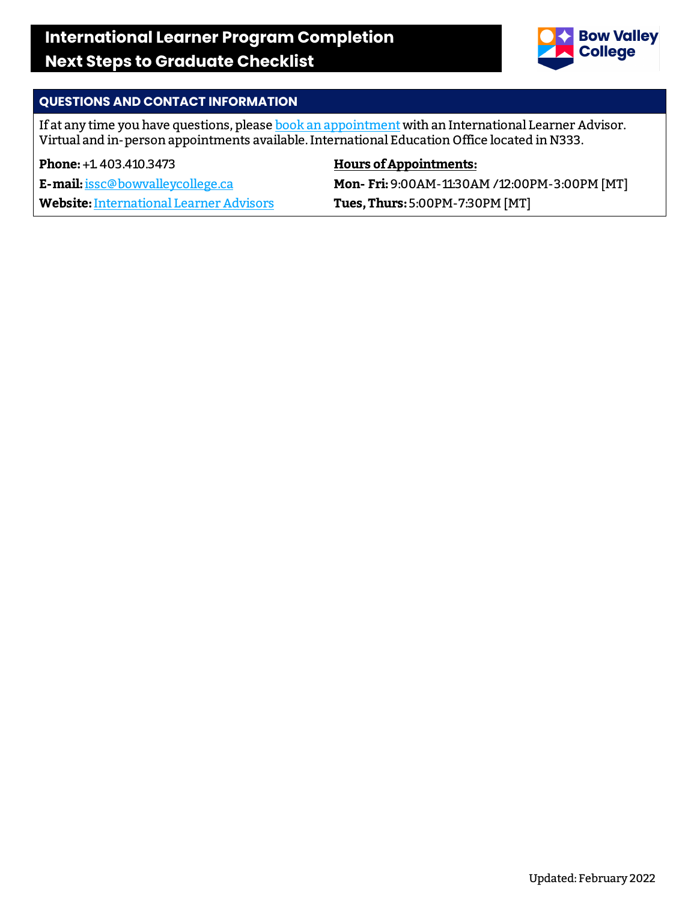# International Learner Program Completion Next Steps to Graduate Checklist

## QUESTIONS AND CONTACT INFORMATION

If at any time you have questions, please book an appointment with an International Learner Advisor. Virtual and in-person appointments available. International Education Office located in N333.

**Phone:** +1 403.410.3473

**E-mail:** issc@bowvalleycollege.ca

**Website:** International Learner Advisors

**Hours of Appointments:**

**Mon- Fri:** 9:00AM-11:30AM /12:00PM-3:00PM [MT]

**Tues, Thurs:** 5:00PM-7:30PM [MT]

Updated: February 2022